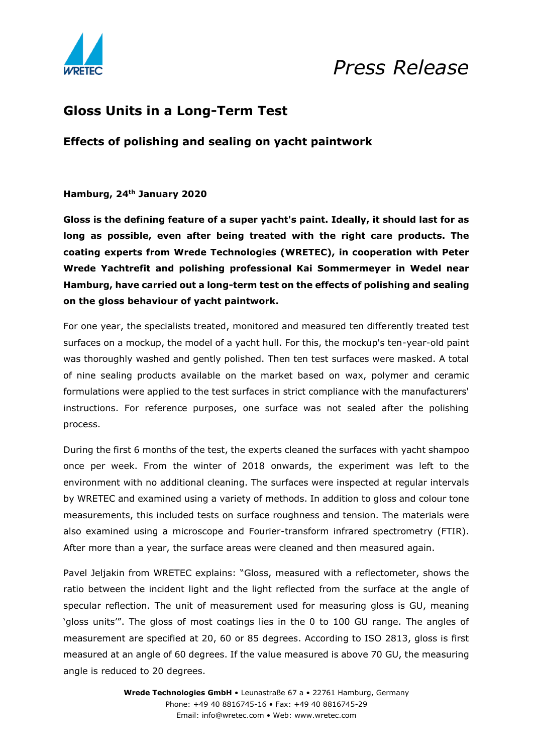*Press Release*

# Gloss Units in a Long-Term Test

## Effects of polishing and sealing on yacht paintwork

**Hamburg, 24th January 2020**

**Gloss is the defining feature of a super yacht's paint. Ideally, it should last for as long as possible, even after being treated with the right care products. The coating experts from Wrede Technologies (WRETEC), in cooperation with Peter Wrede Yachtrefit and polishing professional Kai Sommermeyer in Wedel near Hamburg, have carried out a long-term test on the effects of polishing and sealing on the gloss behaviour of yacht paintwork.**

For one year, the specialists treated, monitored and measured ten differently treated test surfaces on a mockup, the model of a yacht hull. For this, the mockup's ten-year-old paint was thoroughly washed and gently polished. Then ten test surfaces were masked. A total of nine sealing products available on the market based on wax, polymer and ceramic formulations were applied to the test surfaces in strict compliance with the manufacturers' instructions. For reference purposes, one surface was not sealed after the polishing process.

During the first 6 months of the test, the experts cleaned the surfaces with yacht shampoo once per week. From the winter of 2018 onwards, the experiment was left to the environment with no additional cleaning. The surfaces were inspected at regular intervals by WRETEC and examined using a variety of methods. In addition to gloss and colour tone measurements, this included tests on surface roughness and tension. The materials were also examined using a microscope and Fourier-transform infrared spectrometry (FTIR). After more than a year, the surface areas were cleaned and then measured again.

Pavel Jeljakin from WRETEC explains: "Gloss, measured with a reflectometer, shows the ratio between the incident light and the light reflected from the surface at the angle of specular reflection. The unit of measurement used for measuring gloss is GU, meaning 'gloss units'". The gloss of most coatings lies in the 0 to 100 GU range. The angles of measurement are specified at 20, 60 or 85 degrees. According to ISO 2813, gloss is first measured at an angle of 60 degrees. If the value measured is above 70 GU, the measuring angle is reduced to 20 degrees.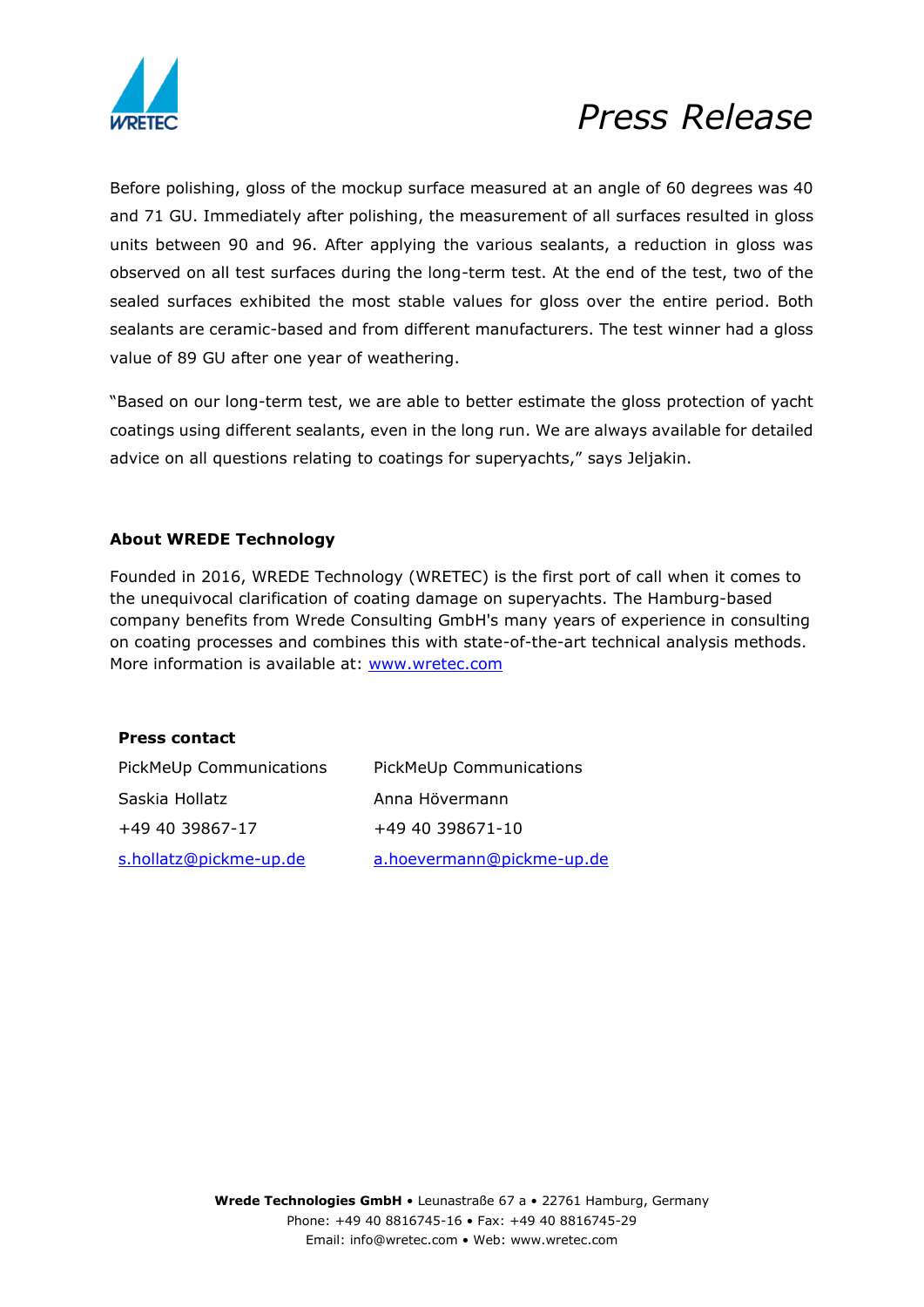Before polishing, gloss of the mockup surface measured at an angle of 60 degrees was 40 and 71 GU. Immediately after polishing, the measurement of all surfaces resulted in gloss units between 90 and 96. After applying the various sealants, a reduction in gloss was observed on all test surfaces during the long-term test. At the end of the test, two of the sealed surfaces exhibited the most stable values for gloss over the entire period. Both sealants are ceramic-based and from different manufacturers. The test winner had a gloss value of 89 GU after one year of weathering.

"Based on our long-term test, we are able to better estimate the gloss protection of yacht coatings using different sealants, even in the long run. We are always available for detailed advice on all questions relating to coatings for superyachts," says Jeljakin.

**About WREDE Technology**

Founded in 2016, WREDE Technology (WRETEC) is the first port of call when it comes to the unequivocal clarification of coating damage on superyachts. The Hamburg-based company benefits from Wrede Consulting GmbH's many years of experience in consulting on coating processes and combines this with state-of-the-art technical analysis methods. More information is available at: www.wretec.com

**Press contact**

PickMeUp Communications
Saskia Hollatz
+49 40 39867-17
s.hollatz@pickme-up.de

PickMeUp Communications
Anna Hövermann
+49 40 398671-10
a.hoevermann@pickme-up.de

**Wrede Technologies GmbH** • Leunastraße 67 a • 22761 Hamburg, Germany
Phone: +49 40 8816745-16 • Fax: +49 40 8816745-29
Email: info@wretec.com • Web: www.wretec.com